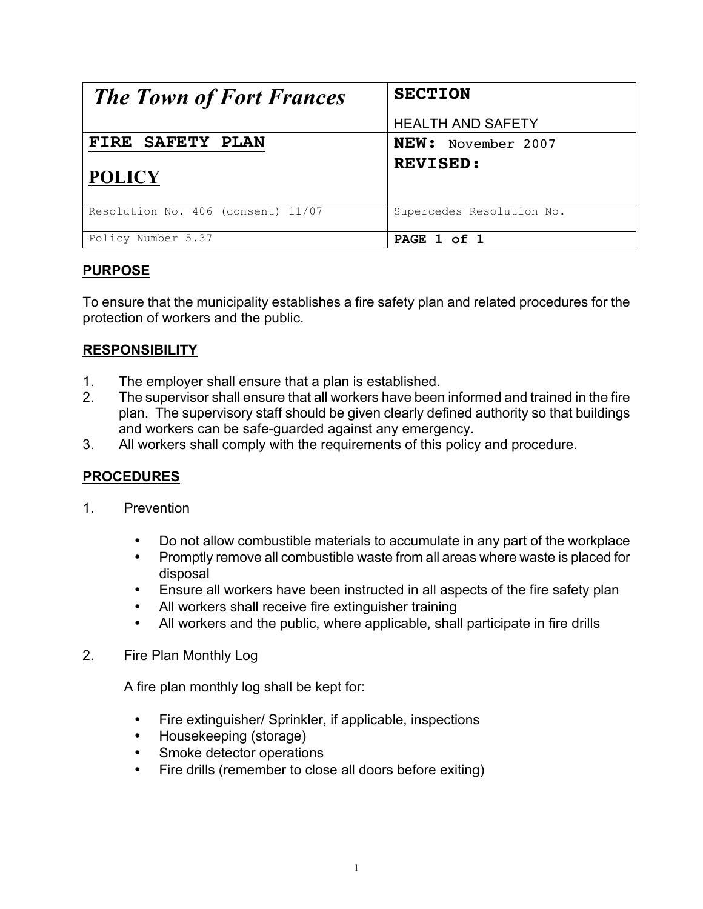| *The Town of Fort Frances* | **SECTION**<br><br>HEALTH AND SAFETY |
| --- | --- |
| **FIRE SAFETY PLAN**<br><br>**POLICY** | **NEW:** November 2007<br>**REVISED:** |
| Resolution No. 406 (consent) 11/07 | Supercedes Resolution No. |
| Policy Number 5.37 | **PAGE 1 of 1** |

## PURPOSE

To ensure that the municipality establishes a fire safety plan and related procedures for the protection of workers and the public.

## RESPONSIBILITY

1. The employer shall ensure that a plan is established.
2. The supervisor shall ensure that all workers have been informed and trained in the fire plan. The supervisory staff should be given clearly defined authority so that buildings and workers can be safe-guarded against any emergency.
3. All workers shall comply with the requirements of this policy and procedure.

## PROCEDURES

1. Prevention

   - Do not allow combustible materials to accumulate in any part of the workplace
   - Promptly remove all combustible waste from all areas where waste is placed for disposal
   - Ensure all workers have been instructed in all aspects of the fire safety plan
   - All workers shall receive fire extinguisher training
   - All workers and the public, where applicable, shall participate in fire drills

2. Fire Plan Monthly Log

   A fire plan monthly log shall be kept for:

   - Fire extinguisher/ Sprinkler, if applicable, inspections
   - Housekeeping (storage)
   - Smoke detector operations
   - Fire drills (remember to close all doors before exiting)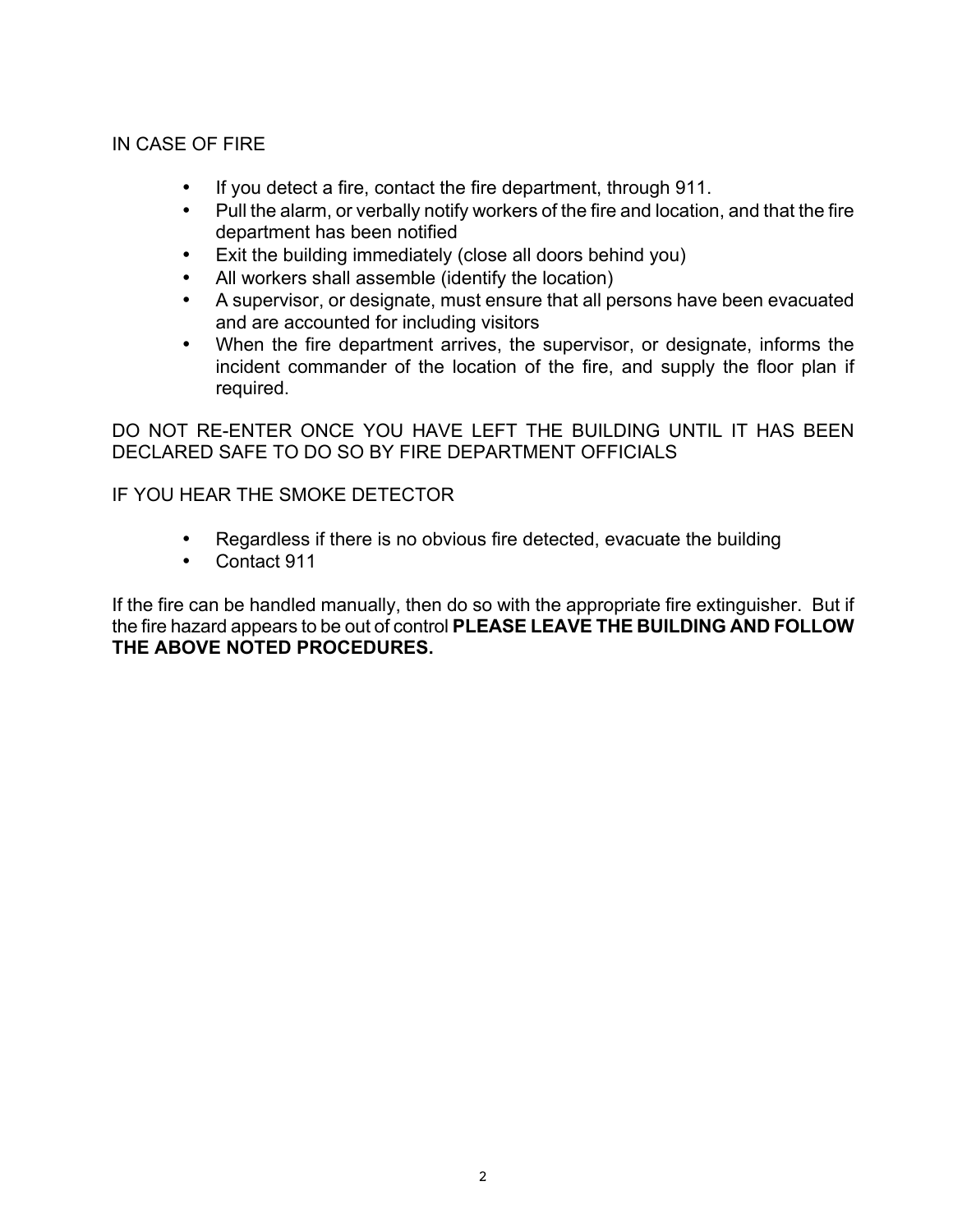IN CASE OF FIRE

- If you detect a fire, contact the fire department, through 911.
- Pull the alarm, or verbally notify workers of the fire and location, and that the fire department has been notified
- Exit the building immediately (close all doors behind you)
- All workers shall assemble (identify the location)
- A supervisor, or designate, must ensure that all persons have been evacuated and are accounted for including visitors
- When the fire department arrives, the supervisor, or designate, informs the incident commander of the location of the fire, and supply the floor plan if required.

DO NOT RE-ENTER ONCE YOU HAVE LEFT THE BUILDING UNTIL IT HAS BEEN DECLARED SAFE TO DO SO BY FIRE DEPARTMENT OFFICIALS

IF YOU HEAR THE SMOKE DETECTOR

- Regardless if there is no obvious fire detected, evacuate the building
- Contact 911

If the fire can be handled manually, then do so with the appropriate fire extinguisher. But if the fire hazard appears to be out of control **PLEASE LEAVE THE BUILDING AND FOLLOW THE ABOVE NOTED PROCEDURES.**